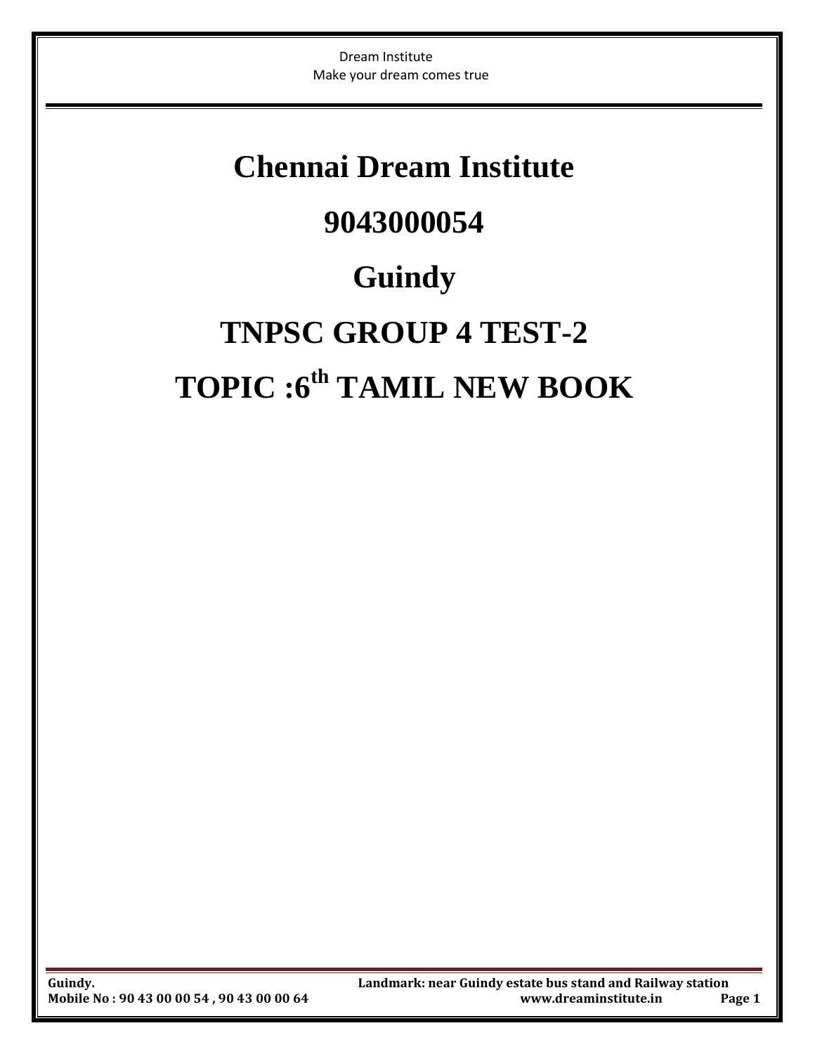# Chennai Dream Institute

# 9043000054

# Guindy

# TNPSC GROUP 4 TEST-2

# TOPIC :6th TAMIL NEW BOOK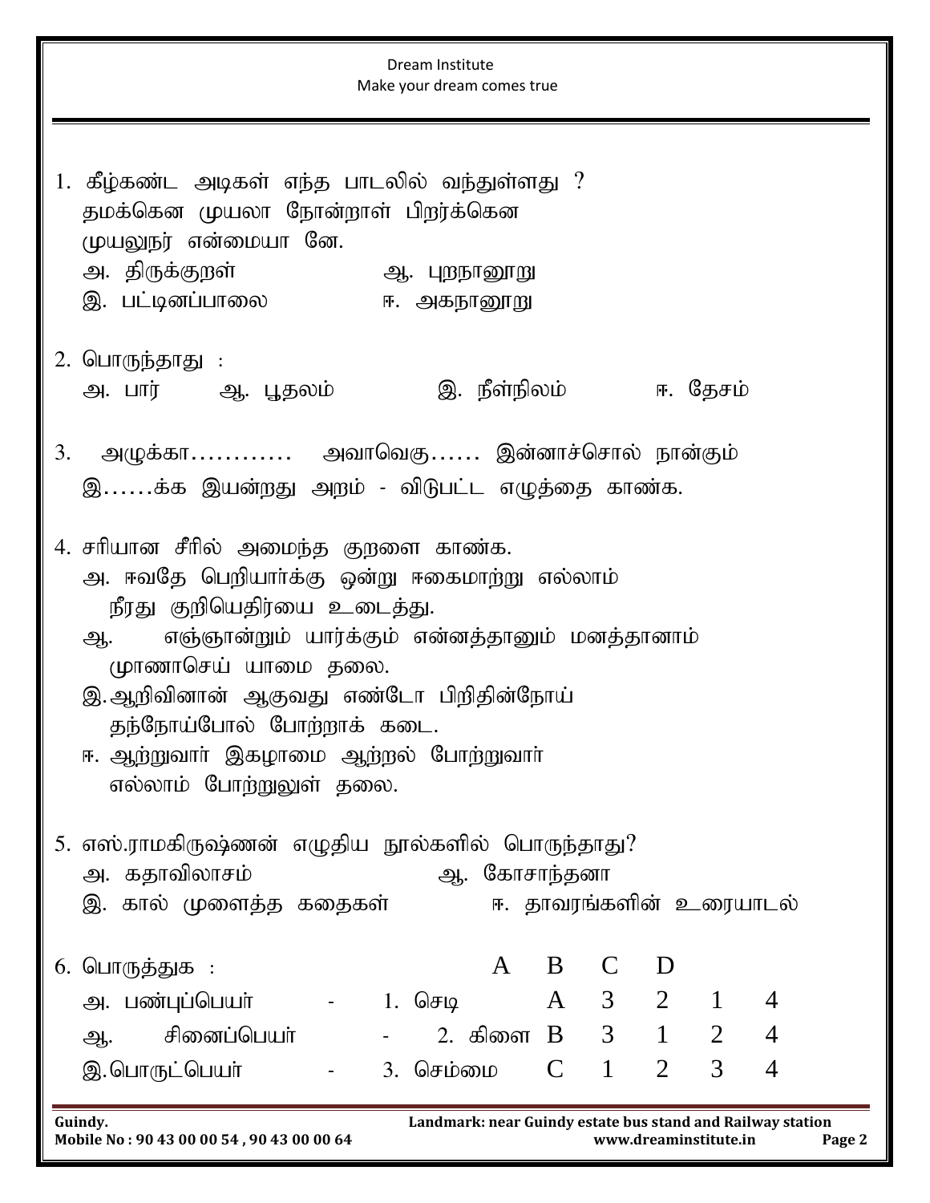1. கீழ்கண்ட அடிகள் எந்த பாடலில் வந்துள்ளது ?
   தமக்கென முயலா நோன்றாள் பிறர்க்கென
   முயலுநர் என்மையா னே.
   அ. திருக்குறள் ஆ. புறநானூறு
   இ. பட்டினப்பாலை ஈ. அகநானூறு

2. பொருந்தாது :
   அ. பார் ஆ. பூதலம் இ. நீள்நிலம் ஈ. தேசம்

3. அழுக்கா………… அவாவெகு…… இன்னாச்சொல் நான்கும்
   இ……க்க இயன்றது அறம் - விடுபட்ட எழுத்தை காண்க.

4. சரியான சீரில் அமைந்த குறளை காண்க.
   அ. ஈவதே பெறியார்க்கு ஒன்று ஈகைமாற்று எல்லாம்
   நீரது குறியெதிர்யை உடைத்து.
   ஆ. எஞ்ஞான்றும் யார்க்கும் என்னத்தானும் மனத்தானாம்
   மாணாசெய் யாமை தலை.
   இ. ஆறிவினான் ஆகுவது எண்டோ பிறிதின்நோய்
   தந்நோய்போல் போற்றாக் கடை.
   ஈ. ஆற்றுவார் இகழாமை ஆற்றல் போற்றுவார்
   எல்லாம் போற்றுலுள் தலை.

5. எஸ்.ராமகிருஷ்ணன் எழுதிய நூல்களில் பொருந்தாது?
   அ. கதாவிலாசம் ஆ. கோசாந்தனா
   இ. கால் முளைத்த கதைகள் ஈ. தாவரங்களின் உரையாடல்

6. பொருத்துக :

| | | | | A | B | C | D |
|---|---|---|---|---|---|---|---|
| அ. பண்புப்பெயர் | - | 1. செடி | A | 3 | 2 | 1 | 4 |
| ஆ. சினைப்பெயர் | - | 2. கிளை | B | 3 | 1 | 2 | 4 |
| இ. பொருட்பெயர் | - | 3. செம்மை | C | 1 | 2 | 3 | 4 |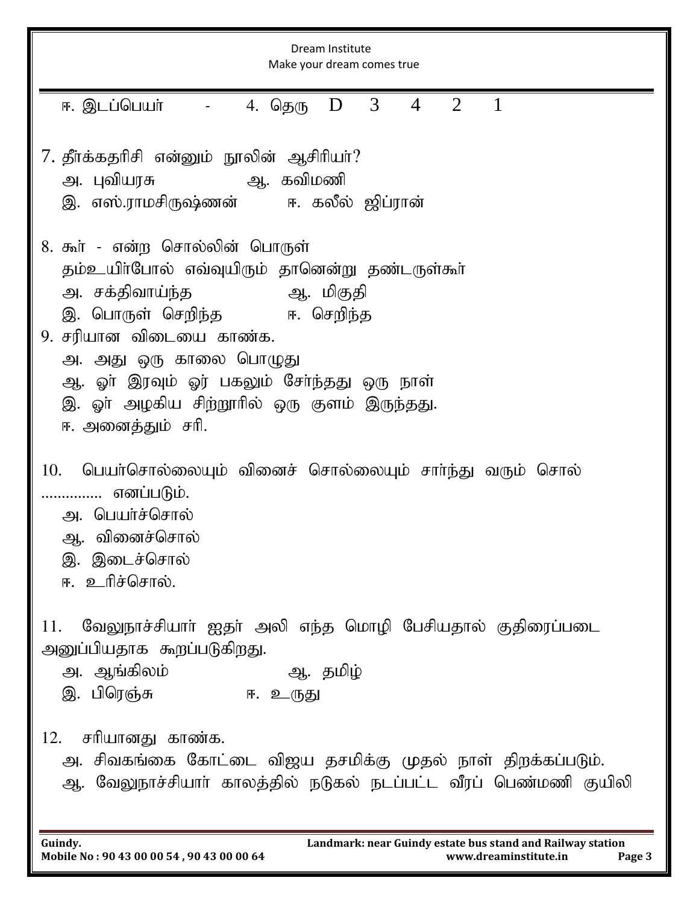ஈ. இடப்பெயர் - 4. தெரு D 3 4 2 1

7. தீர்க்கதரிசி என்னும் நூலின் ஆசிரியர்?
   அ. புவியரசு ஆ. கவிமணி
   இ. எஸ்.ராமசிருஷ்ணன் ஈ. கலீல் ஜிப்ரான்

8. கூர் - என்ற சொல்லின் பொருள்
   தம்உயிர்போல் எவ்வுயிரும் தானென்று தண்டருள்கூர்
   அ. சக்திவாய்ந்த ஆ. மிகுதி
   இ. பொருள் செறிந்த ஈ. செறிந்த

9. சரியான விடையை காண்க.
   அ. அது ஒரு காலை பொழுது
   ஆ. ஓர் இரவும் ஓர் பகலும் சேர்ந்தது ஒரு நாள்
   இ. ஓர் அழகிய சிற்றூரில் ஒரு குளம் இருந்தது.
   ஈ. அனைத்தும் சரி.

10. பெயர்சொல்லையும் வினைச் சொல்லையும் சார்ந்து வரும் சொல் ............... எனப்படும்.
   அ. பெயர்ச்சொல்
   ஆ. வினைச்சொல்
   இ. இடைச்சொல்
   ஈ. உரிச்சொல்.

11. வேலுநாச்சியார் ஐதர் அலி எந்த மொழி பேசியதால் குதிரைப்படை அனுப்பியதாக கூறப்படுகிறது.
   அ. ஆங்கிலம் ஆ. தமிழ்
   இ. பிரெஞ்சு ஈ. உருது

12. சரியானது காண்க.
   அ. சிவகங்கை கோட்டை விஜய தசமிக்கு முதல் நாள் திறக்கப்படும்.
   ஆ. வேலுநாச்சியார் காலத்தில் நடுகல் நடப்பட்ட வீரப் பெண்மணி குயிலி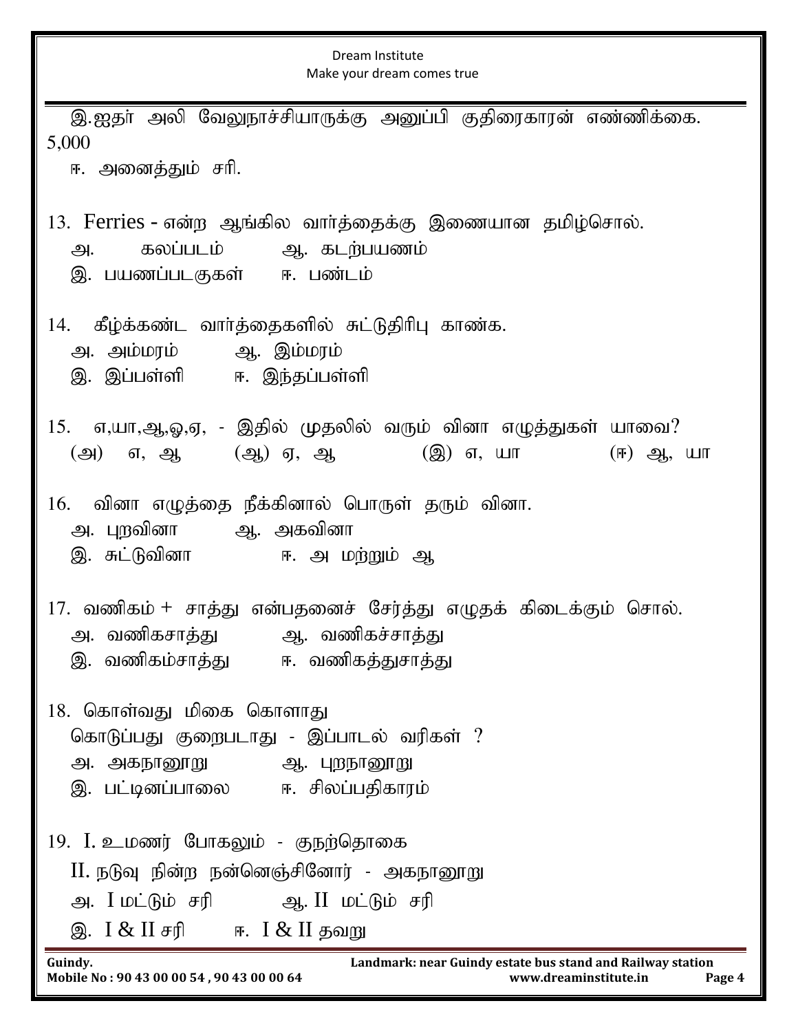இ.ஐதர் அலி வேலுநாச்சியாருக்கு அனுப்பி குதிரைகாரன் எண்ணிக்கை. 5,000

ஈ. அனைத்தும் சரி.

13. Ferries - என்ற ஆங்கில வார்த்தைக்கு இணையான தமிழ்சொல்.

அ. கலப்படம் ஆ. கடற்பயணம்

இ. பயணப்படகுகள் ஈ. பண்டம்

14. கீழ்க்கண்ட வார்த்தைகளில் சுட்டுதிரிபு காண்க.

அ. அம்மரம் ஆ. இம்மரம்

இ. இப்பள்ளி ஈ. இந்தப்பள்ளி

15. எ,யா,ஆ,ஓ,ஏ, - இதில் முதலில் வரும் வினா எழுத்துகள் யாவை?

(அ) எ, ஆ (ஆ) ஏ, ஆ (இ) எ, யா (ஈ) ஆ, யா

16. வினா எழுத்தை நீக்கினால் பொருள் தரும் வினா.

அ. புறவினா ஆ. அகவினா

இ. சுட்டுவினா ஈ. அ மற்றும் ஆ

17. வணிகம் + சாத்து என்பதனைச் சேர்த்து எழுதக் கிடைக்கும் சொல்.

அ. வணிகசாத்து ஆ. வணிகச்சாத்து

இ. வணிகம்சாத்து ஈ. வணிகத்துசாத்து

18. கொள்வது மிகை கொளாது
கொடுப்பது குறைபடாது - இப்பாடல் வரிகள் ?

அ. அகநானூறு ஆ. புறநானூறு

இ. பட்டினப்பாலை ஈ. சிலப்பதிகாரம்

19. I. உமணர் போகலும் - குறுந்தொகை
II. நடுவு நின்ற நன்னெஞ்சினோர் - அகநானூறு

அ. I மட்டும் சரி ஆ. II மட்டும் சரி

இ. I & II சரி ஈ. I & II தவறு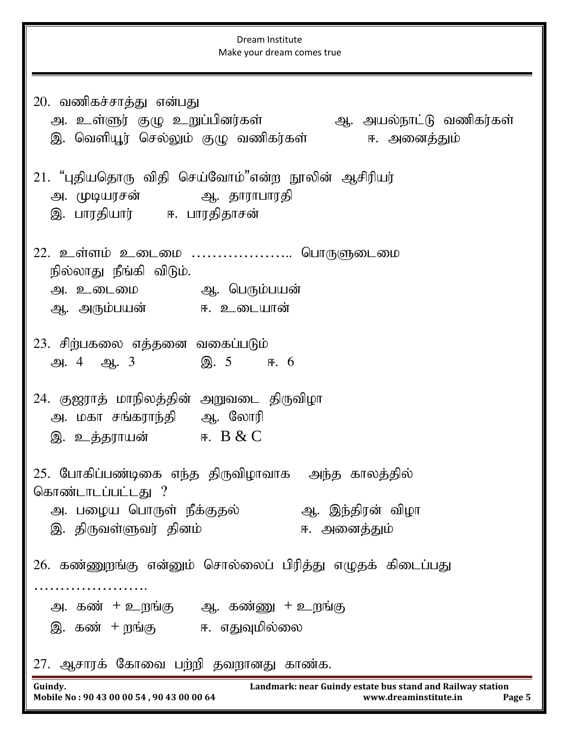20. வணிகச்சாத்து என்பது

அ. உள்ளூர் குழு உறுப்பினர்கள் ஆ. அயல்நாட்டு வணிகர்கள்

இ. வெளியூர் செல்லும் குழு வணிகர்கள் ஈ. அனைத்தும்

21. "புதியதொரு விதி செய்வோம்"என்ற நூலின் ஆசிரியர்

அ. முடியரசன் ஆ. தாராபாரதி

இ. பாரதியார் ஈ. பாரதிதாசன்

22. உள்ளம் உடைமை ……………….. பொருளுடைமை நில்லாது நீங்கி விடும்.

அ. உடைமை ஆ. பெரும்பயன்

ஆ. அரும்பயன் ஈ. உடையான்

23. சிற்பகலை எத்தனை வகைப்படும்

அ. 4 ஆ. 3 இ. 5 ஈ. 6

24. குஜராத் மாநிலத்தின் அறுவடை திருவிழா

அ. மகா சங்கராந்தி ஆ. லோரி

இ. உத்தராயன் ஈ. B & C

25. போகிப்பண்டிகை எந்த திருவிழாவாக அந்த காலத்தில் கொண்டாடப்பட்டது ?

அ. பழைய பொருள் நீக்குதல் ஆ. இந்திரன் விழா

இ. திருவள்ளுவர் தினம் ஈ. அனைத்தும்

26. கண்ணுறங்கு என்னும் சொல்லைப் பிரித்து எழுதக் கிடைப்பது ………………….

அ. கண் + உறங்கு ஆ. கண்ணு + உறங்கு

இ. கண் + றங்கு ஈ. எதுவுமில்லை

27. ஆசாரக் கோவை பற்றி தவறானது காண்க.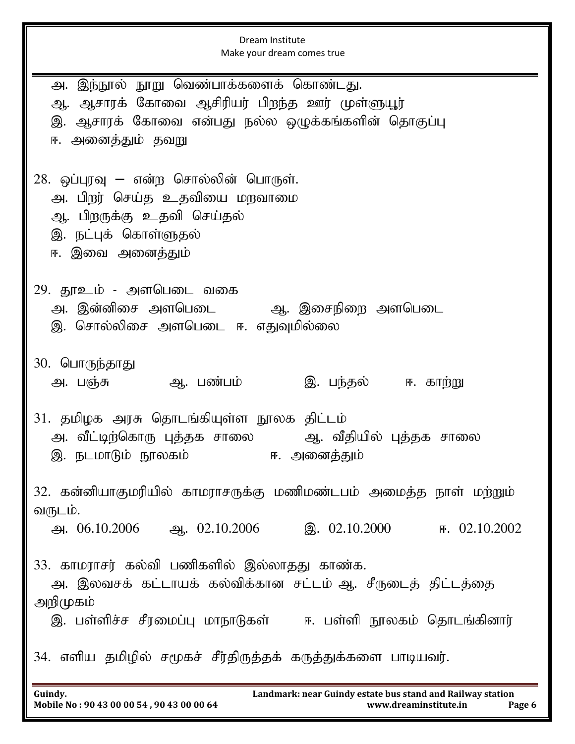அ. இந்நூல் நூறு வெண்பாக்களைக் கொண்டது.
ஆ. ஆசாரக் கோவை ஆசிரியர் பிறந்த ஊர் முள்ளுயூர்
இ. ஆசாரக் கோவை என்பது நல்ல ஒழுக்கங்களின் தொகுப்பு
ஈ. அனைத்தும் தவறு

28. ஒப்புரவு – என்ற சொல்லின் பொருள்.
அ. பிறர் செய்த உதவியை மறவாமை
ஆ. பிறருக்கு உதவி செய்தல்
இ. நட்புக் கொள்ளுதல்
ஈ. இவை அனைத்தும்

29. தூஉம் - அளபெடை வகை
அ. இன்னிசை அளபெடை ஆ. இசைநிறை அளபெடை
இ. சொல்லிசை அளபெடை ஈ. எதுவுமில்லை

30. பொருந்தாது
அ. பஞ்சு ஆ. பண்பம் இ. பந்தல் ஈ. காற்று

31. தமிழக அரசு தொடங்கியுள்ள நூலக திட்டம்
அ. வீட்டிற்கொரு புத்தக சாலை ஆ. வீதியில் புத்தக சாலை
இ. நடமாடும் நூலகம் ஈ. அனைத்தும்

32. கன்னியாகுமரியில் காமராசருக்கு மணிமண்டபம் அமைத்த நாள் மற்றும் வருடம்.
அ. 06.10.2006 ஆ. 02.10.2006 இ. 02.10.2000 ஈ. 02.10.2002

33. காமராசர் கல்வி பணிகளில் இல்லாதது காண்க.
அ. இலவசக் கட்டாயக் கல்விக்கான சட்டம் ஆ. சீருடைத் திட்டத்தை அறிமுகம்
இ. பள்ளிச்ச சீரமைப்பு மாநாடுகள் ஈ. பள்ளி நூலகம் தொடங்கினார்

34. எளிய தமிழில் சமூகச் சீர்திருத்தக் கருத்துக்களை பாடியவர்.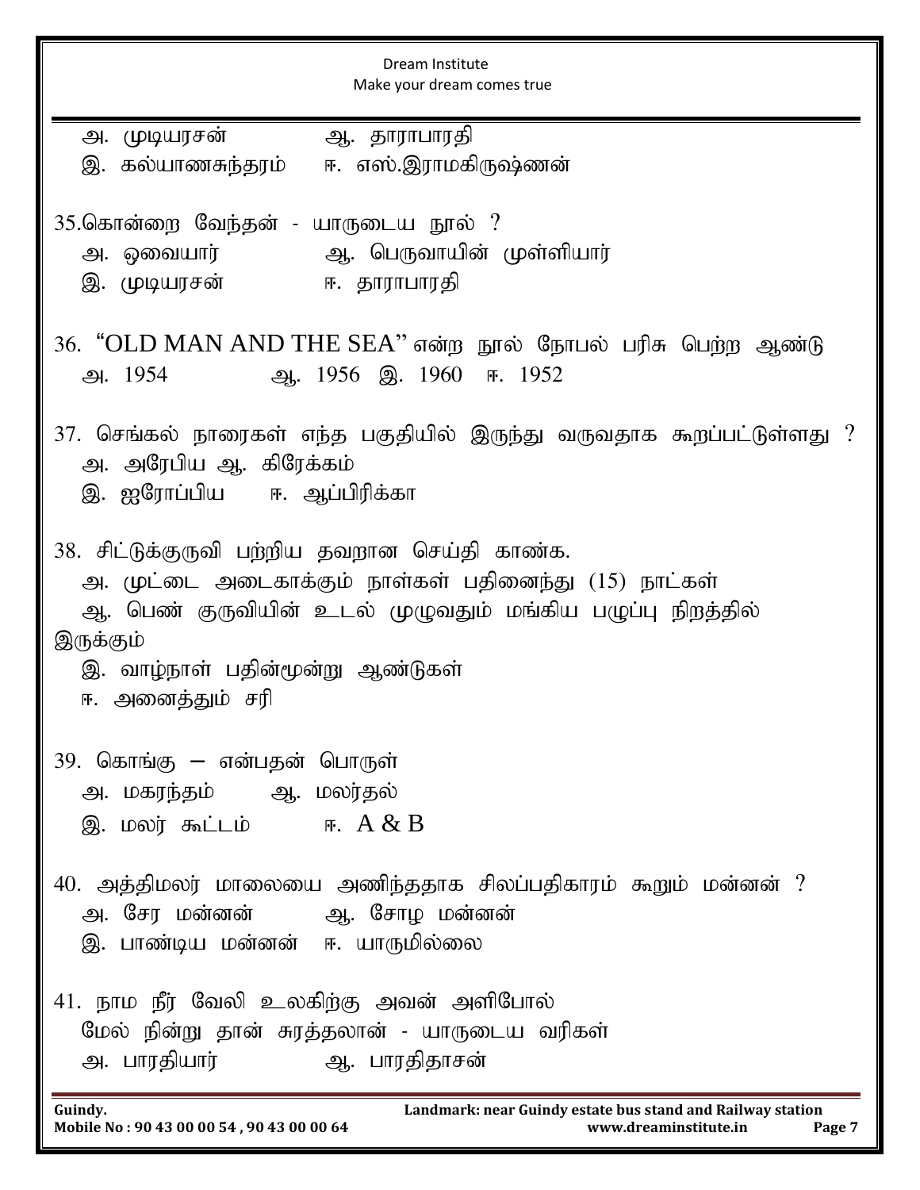அ. முடியரசன் ஆ. தாராபாரதி

இ. கல்யாணசுந்தரம் ஈ. எஸ்.இராமகிருஷ்ணன்

35.கொன்றை வேந்தன் - யாருடைய நூல் ?

அ. ஔவையார் ஆ. பெருவாயின் முள்ளியார்

இ. முடியரசன் ஈ. தாராபாரதி

36. “OLD MAN AND THE SEA” என்ற நூல் நோபல் பரிசு பெற்ற ஆண்டு

அ. 1954 ஆ. 1956 இ. 1960 ஈ. 1952

37. செங்கல் நாரைகள் எந்த பகுதியில் இருந்து வருவதாக கூறப்பட்டுள்ளது ?

அ. அரேபிய ஆ. கிரேக்கம்

இ. ஐரோப்பிய ஈ. ஆப்பிரிக்கா

38. சிட்டுக்குருவி பற்றிய தவறான செய்தி காண்க.

அ. முட்டை அடைகாக்கும் நாள்கள் பதினைந்து (15) நாட்கள்

ஆ. பெண் குருவியின் உடல் முழுவதும் மங்கிய பழுப்பு நிறத்தில் இருக்கும்

இ. வாழ்நாள் பதின்மூன்று ஆண்டுகள்

ஈ. அனைத்தும் சரி

39. கொங்கு – என்பதன் பொருள்

அ. மகரந்தம் ஆ. மலர்தல்

இ. மலர் கூட்டம் ஈ. A & B

40. அத்திமலர் மாலையை அணிந்ததாக சிலப்பதிகாரம் கூறும் மன்னன் ?

அ. சேர மன்னன் ஆ. சோழ மன்னன்

இ. பாண்டிய மன்னன் ஈ. யாருமில்லை

41. நாம நீர் வேலி உலகிற்கு அவன் அளிபோல்
மேல் நின்று தான் சுரத்தலான் - யாருடைய வரிகள்

அ. பாரதியார் ஆ. பாரதிதாசன்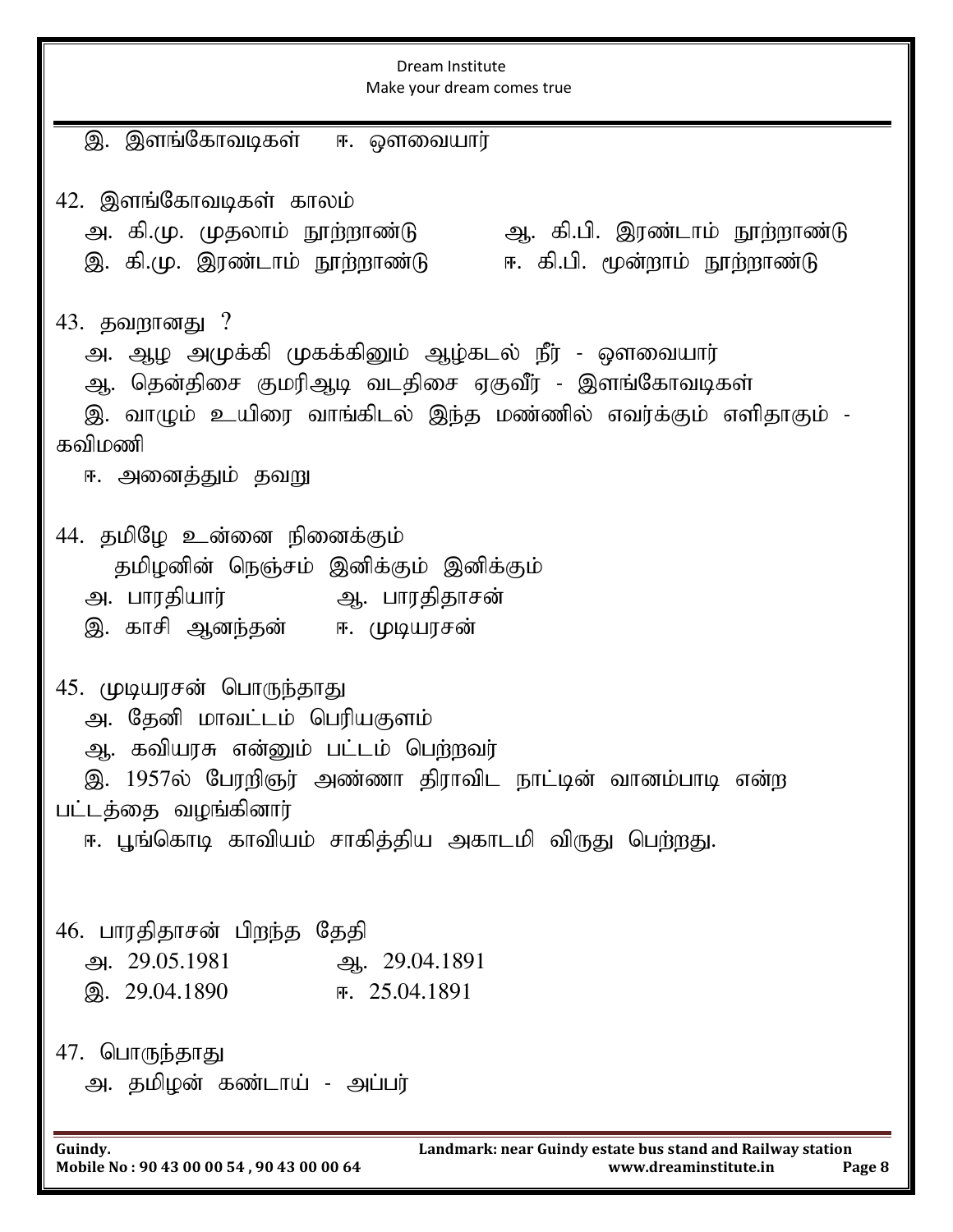இ. இளங்கோவடிகள்  ஈ. ஔவையார்

42. இளங்கோவடிகள் காலம்

அ. கி.மு. முதலாம் நூற்றாண்டு  ஆ. கி.பி. இரண்டாம் நூற்றாண்டு

இ. கி.மு. இரண்டாம் நூற்றாண்டு  ஈ. கி.பி. மூன்றாம் நூற்றாண்டு

43. தவறானது ?

அ. ஆழ அமுக்கி முகக்கினும் ஆழ்கடல் நீர் - ஔவையார்

ஆ. தென்திசை குமரிஆடி வடதிசை ஏகுவீர் - இளங்கோவடிகள்

இ. வாழும் உயிரை வாங்கிடல் இந்த மண்ணில் எவர்க்கும் எளிதாகும் - கவிமணி

ஈ. அனைத்தும் தவறு

44. தமிழே உன்னை நினைக்கும்
தமிழனின் நெஞ்சம் இனிக்கும் இனிக்கும்

அ. பாரதியார்  ஆ. பாரதிதாசன்

இ. காசி ஆனந்தன்  ஈ. முடியரசன்

45. முடியரசன் பொருந்தாது

அ. தேனி மாவட்டம் பெரியகுளம்

ஆ. கவியரசு என்னும் பட்டம் பெற்றவர்

இ. 1957ல் பேரறிஞர் அண்ணா திராவிட நாட்டின் வானம்பாடி என்ற பட்டத்தை வழங்கினார்

ஈ. பூங்கொடி காவியம் சாகித்திய அகாடமி விருது பெற்றது.

46. பாரதிதாசன் பிறந்த தேதி

அ. 29.05.1981  ஆ. 29.04.1891

இ. 29.04.1890  ஈ. 25.04.1891

47. பொருந்தாது

அ. தமிழன் கண்டாய் - அப்பர்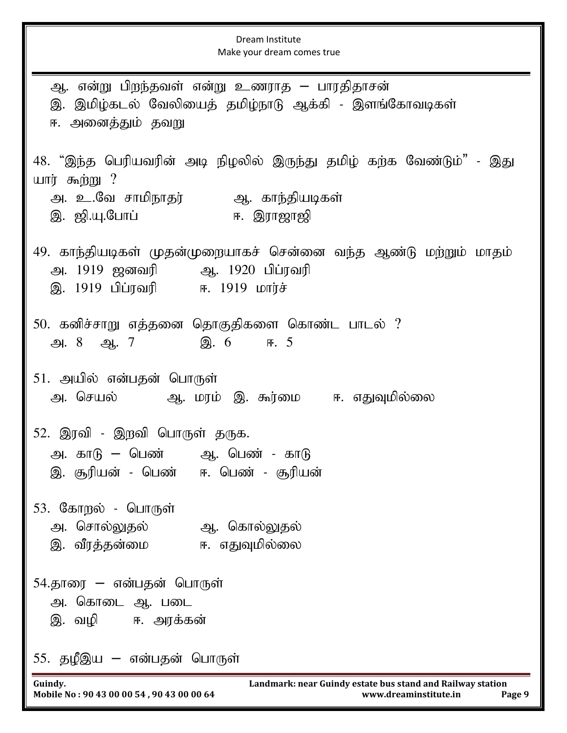ஆ. என்று பிறந்தவள் என்று உணராத – பாரதிதாசன்

இ. இமிழ்கடல் வேலியைத் தமிழ்நாடு ஆக்கி - இளங்கோவடிகள்

ஈ. அனைத்தும் தவறு

48. "இந்த பெரியவரின் அடி நிழலில் இருந்து தமிழ் கற்க வேண்டும்" - இது யார் கூற்று ?

அ. உ.வே சாமிநாதர் ஆ. காந்தியடிகள்

இ. ஜி.யு.போப் ஈ. இராஜாஜி

49. காந்தியடிகள் முதன்முறையாகச் சென்னை வந்த ஆண்டு மற்றும் மாதம்

அ. 1919 ஜனவரி ஆ. 1920 பிப்ரவரி

இ. 1919 பிப்ரவரி ஈ. 1919 மார்ச்

50. கனிச்சாறு எத்தனை தொகுதிகளை கொண்ட பாடல் ?

அ. 8 ஆ. 7 இ. 6 ஈ. 5

51. அயில் என்பதன் பொருள்

அ. செயல் ஆ. மரம் இ. கூர்மை ஈ. எதுவுமில்லை

52. இரவி - இறவி பொருள் தருக.

அ. காடு – பெண் ஆ. பெண் - காடு

இ. சூரியன் - பெண் ஈ. பெண் - சூரியன்

53. கோறல் - பொருள்

அ. சொல்லுதல் ஆ. கொல்லுதல்

இ. வீரத்தன்மை ஈ. எதுவுமில்லை

54. தாரை – என்பதன் பொருள்

அ. கொடை ஆ. படை

இ. வழி ஈ. அரக்கன்

55. தழீஇய – என்பதன் பொருள்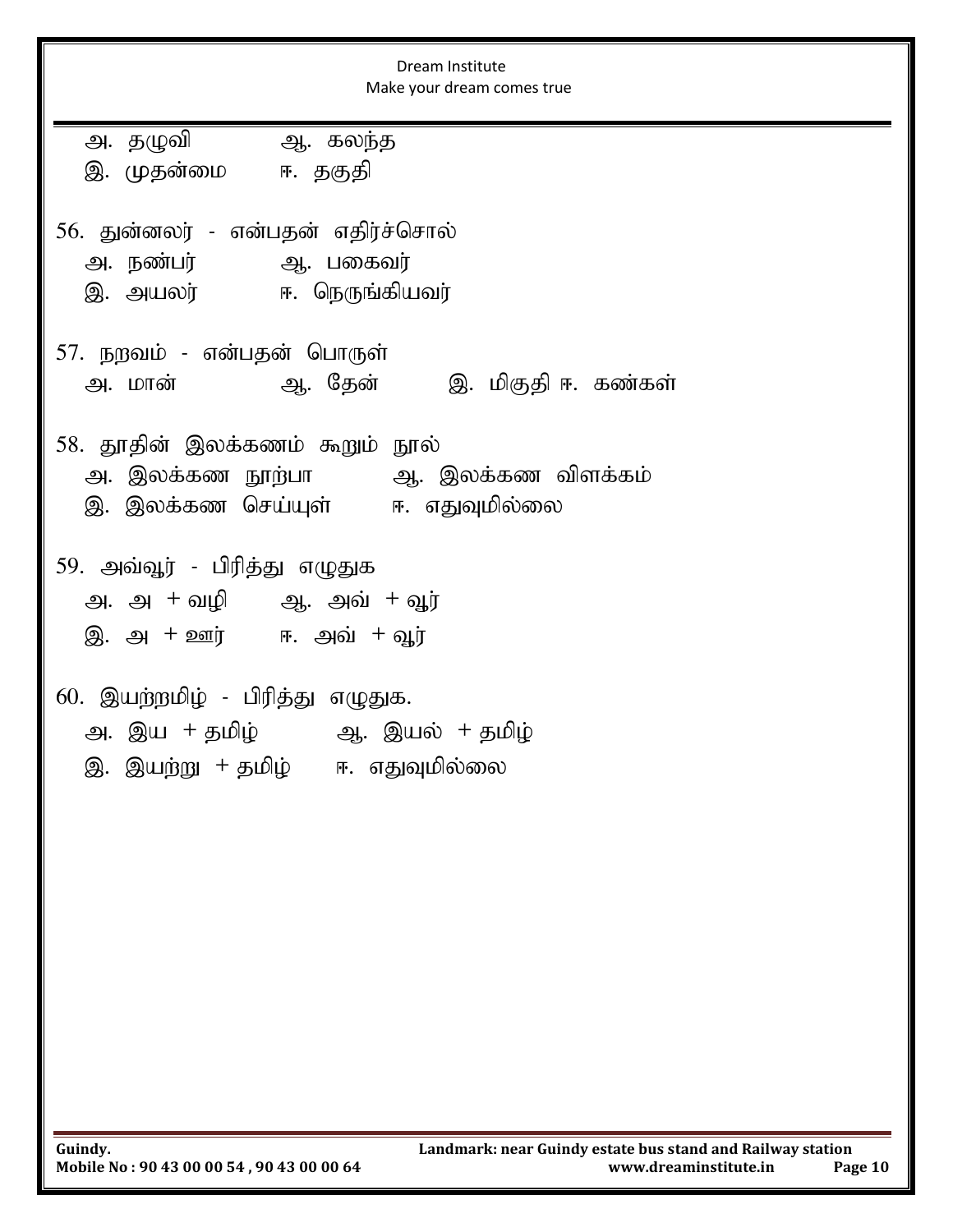அ. தழுவி ஆ. கலந்த
இ. முதன்மை ஈ. தகுதி

56. துன்னலர் - என்பதன் எதிர்ச்சொல்
அ. நண்பர் ஆ. பகைவர்
இ. அயலர் ஈ. நெருங்கியவர்

57. நறவம் - என்பதன் பொருள்
அ. மான் ஆ. தேன் இ. மிகுதி ஈ. கண்கள்

58. தூதின் இலக்கணம் கூறும் நூல்
அ. இலக்கண நூற்பா ஆ. இலக்கண விளக்கம்
இ. இலக்கண செய்யுள் ஈ. எதுவுமில்லை

59. அவ்வூர் - பிரித்து எழுதுக
அ. அ + வழி ஆ. அவ் + வூர்
இ. அ + ஊர் ஈ. அவ் + வூர்

60. இயற்றமிழ் - பிரித்து எழுதுக.
அ. இய + தமிழ் ஆ. இயல் + தமிழ்
இ. இயற்று + தமிழ் ஈ. எதுவுமில்லை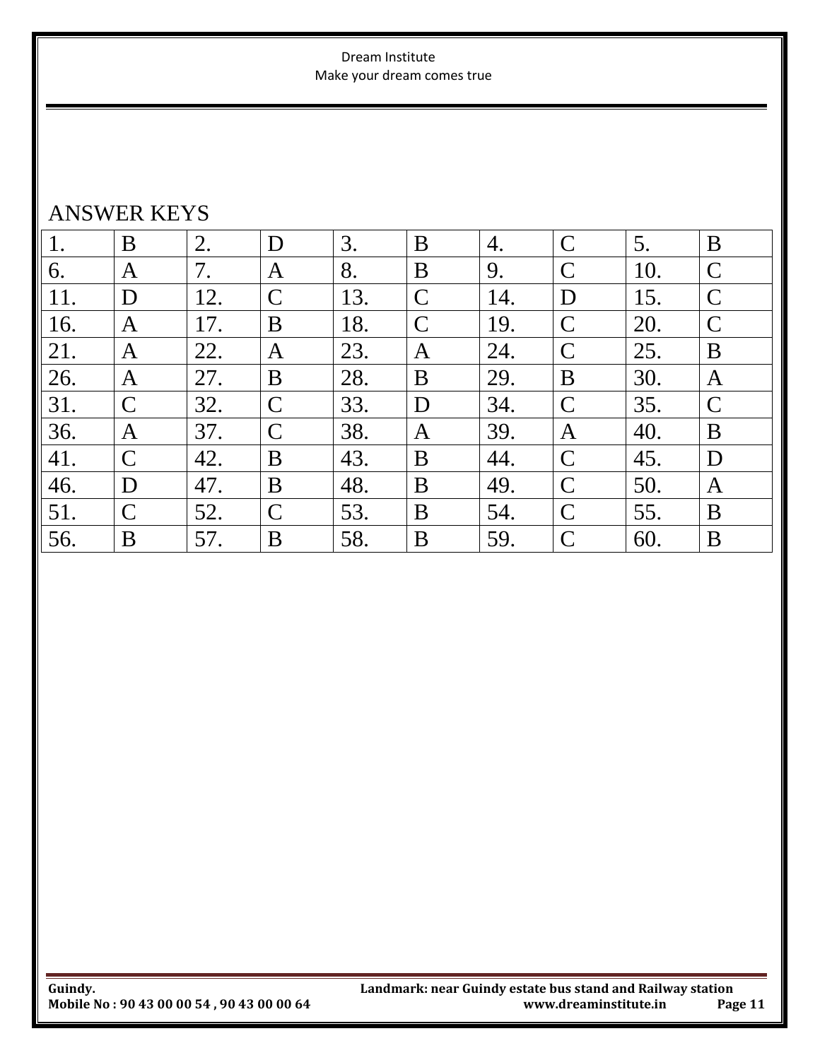ANSWER KEYS

| 1. | B | 2. | D | 3. | B | 4. | C | 5. | B |
|---|---|---|---|---|---|---|---|---|---|
| 6. | A | 7. | A | 8. | B | 9. | C | 10. | C |
| 11. | D | 12. | C | 13. | C | 14. | D | 15. | C |
| 16. | A | 17. | B | 18. | C | 19. | C | 20. | C |
| 21. | A | 22. | A | 23. | A | 24. | C | 25. | B |
| 26. | A | 27. | B | 28. | B | 29. | B | 30. | A |
| 31. | C | 32. | C | 33. | D | 34. | C | 35. | C |
| 36. | A | 37. | C | 38. | A | 39. | A | 40. | B |
| 41. | C | 42. | B | 43. | B | 44. | C | 45. | D |
| 46. | D | 47. | B | 48. | B | 49. | C | 50. | A |
| 51. | C | 52. | C | 53. | B | 54. | C | 55. | B |
| 56. | B | 57. | B | 58. | B | 59. | C | 60. | B |